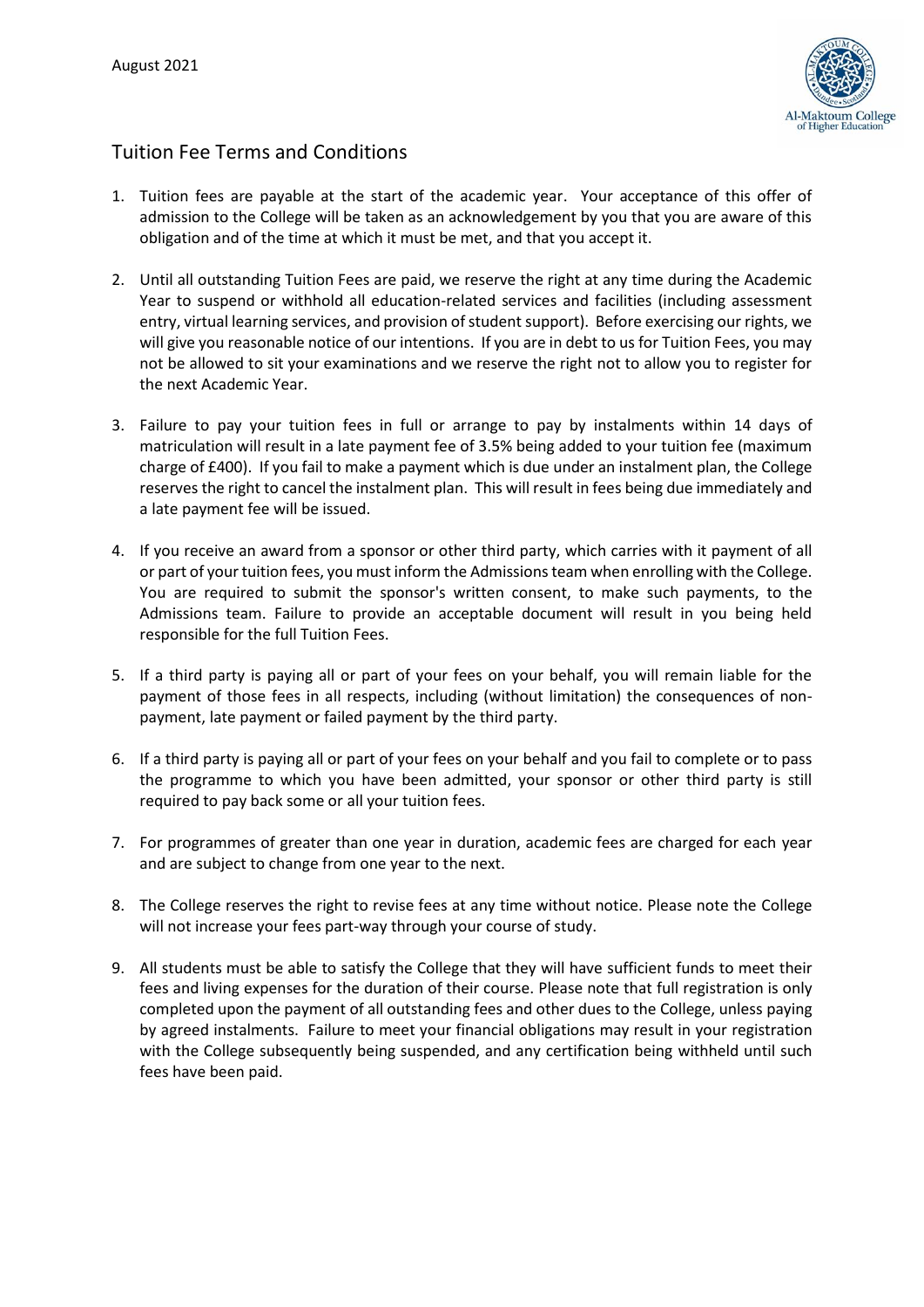August 2021

## Tuition Fee Terms and Conditions

1. Tuition fees are payable at the start of the academic year. Your acceptance of this offer of admission to the College will be taken as an acknowledgement by you that you are aware of this obligation and of the time at which it must be met, and that you accept it.

2. Until all outstanding Tuition Fees are paid, we reserve the right at any time during the Academic Year to suspend or withhold all education-related services and facilities (including assessment entry, virtual learning services, and provision of student support). Before exercising our rights, we will give you reasonable notice of our intentions. If you are in debt to us for Tuition Fees, you may not be allowed to sit your examinations and we reserve the right not to allow you to register for the next Academic Year.

3. Failure to pay your tuition fees in full or arrange to pay by instalments within 14 days of matriculation will result in a late payment fee of 3.5% being added to your tuition fee (maximum charge of £400). If you fail to make a payment which is due under an instalment plan, the College reserves the right to cancel the instalment plan. This will result in fees being due immediately and a late payment fee will be issued.

4. If you receive an award from a sponsor or other third party, which carries with it payment of all or part of your tuition fees, you must inform the Admissions team when enrolling with the College. You are required to submit the sponsor's written consent, to make such payments, to the Admissions team. Failure to provide an acceptable document will result in you being held responsible for the full Tuition Fees.

5. If a third party is paying all or part of your fees on your behalf, you will remain liable for the payment of those fees in all respects, including (without limitation) the consequences of non-payment, late payment or failed payment by the third party.

6. If a third party is paying all or part of your fees on your behalf and you fail to complete or to pass the programme to which you have been admitted, your sponsor or other third party is still required to pay back some or all your tuition fees.

7. For programmes of greater than one year in duration, academic fees are charged for each year and are subject to change from one year to the next.

8. The College reserves the right to revise fees at any time without notice. Please note the College will not increase your fees part-way through your course of study.

9. All students must be able to satisfy the College that they will have sufficient funds to meet their fees and living expenses for the duration of their course. Please note that full registration is only completed upon the payment of all outstanding fees and other dues to the College, unless paying by agreed instalments. Failure to meet your financial obligations may result in your registration with the College subsequently being suspended, and any certification being withheld until such fees have been paid.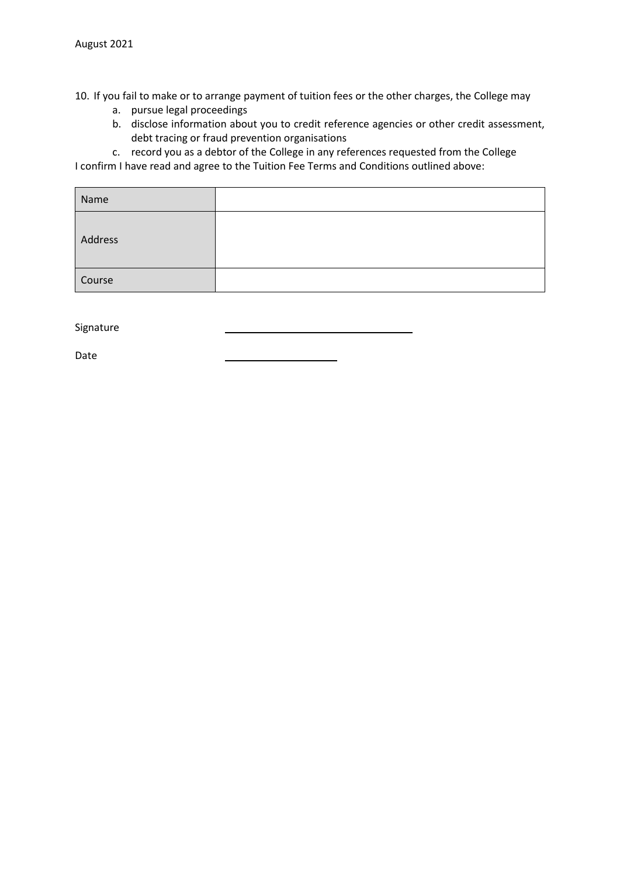10. If you fail to make or to arrange payment of tuition fees or the other charges, the College may
    a. pursue legal proceedings
    b. disclose information about you to credit reference agencies or other credit assessment, debt tracing or fraud prevention organisations
    c. record you as a debtor of the College in any references requested from the College

I confirm I have read and agree to the Tuition Fee Terms and Conditions outlined above:

| | |
|---|---|
| Name | |
| Address | |
| Course | |

Signature ______________________________

Date ____________________